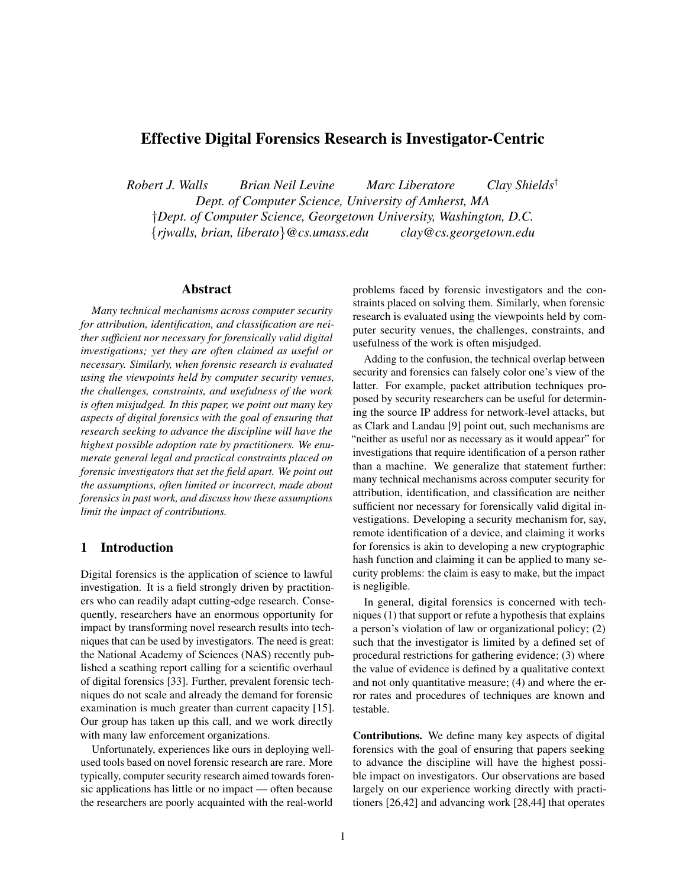# Effective Digital Forensics Research is Investigator-Centric

*Robert J. Walls Brian Neil Levine Marc Liberatore Clay Shields*[†]

*Dept. of Computer Science, University of Amherst, MA*

[†]*Dept. of Computer Science, Georgetown University, Washington, D.C.*

*{rjwalls, brian, liberato}@cs.umass.edu clay@cs.georgetown.edu*

## Abstract

*Many technical mechanisms across computer security for attribution, identification, and classification are neither sufficient nor necessary for forensically valid digital investigations; yet they are often claimed as useful or necessary. Similarly, when forensic research is evaluated using the viewpoints held by computer security venues, the challenges, constraints, and usefulness of the work is often misjudged. In this paper, we point out many key aspects of digital forensics with the goal of ensuring that research seeking to advance the discipline will have the highest possible adoption rate by practitioners. We enumerate general legal and practical constraints placed on forensic investigators that set the field apart. We point out the assumptions, often limited or incorrect, made about forensics in past work, and discuss how these assumptions limit the impact of contributions.*

## 1 Introduction

Digital forensics is the application of science to lawful investigation. It is a field strongly driven by practitioners who can readily adapt cutting-edge research. Consequently, researchers have an enormous opportunity for impact by transforming novel research results into techniques that can be used by investigators. The need is great: the National Academy of Sciences (NAS) recently published a scathing report calling for a scientific overhaul of digital forensics [33]. Further, prevalent forensic techniques do not scale and already the demand for forensic examination is much greater than current capacity [15]. Our group has taken up this call, and we work directly with many law enforcement organizations.

Unfortunately, experiences like ours in deploying well-used tools based on novel forensic research are rare. More typically, computer security research aimed towards forensic applications has little or no impact — often because the researchers are poorly acquainted with the real-world problems faced by forensic investigators and the constraints placed on solving them. Similarly, when forensic research is evaluated using the viewpoints held by computer security venues, the challenges, constraints, and usefulness of the work is often misjudged.

Adding to the confusion, the technical overlap between security and forensics can falsely color one's view of the latter. For example, packet attribution techniques proposed by security researchers can be useful for determining the source IP address for network-level attacks, but as Clark and Landau [9] point out, such mechanisms are "neither as useful nor as necessary as it would appear" for investigations that require identification of a person rather than a machine. We generalize that statement further: many technical mechanisms across computer security for attribution, identification, and classification are neither sufficient nor necessary for forensically valid digital investigations. Developing a security mechanism for, say, remote identification of a device, and claiming it works for forensics is akin to developing a new cryptographic hash function and claiming it can be applied to many security problems: the claim is easy to make, but the impact is negligible.

In general, digital forensics is concerned with techniques (1) that support or refute a hypothesis that explains a person's violation of law or organizational policy; (2) such that the investigator is limited by a defined set of procedural restrictions for gathering evidence; (3) where the value of evidence is defined by a qualitative context and not only quantitative measure; (4) and where the error rates and procedures of techniques are known and testable.

**Contributions.** We define many key aspects of digital forensics with the goal of ensuring that papers seeking to advance the discipline will have the highest possible impact on investigators. Our observations are based largely on our experience working directly with practitioners [26,42] and advancing work [28,44] that operates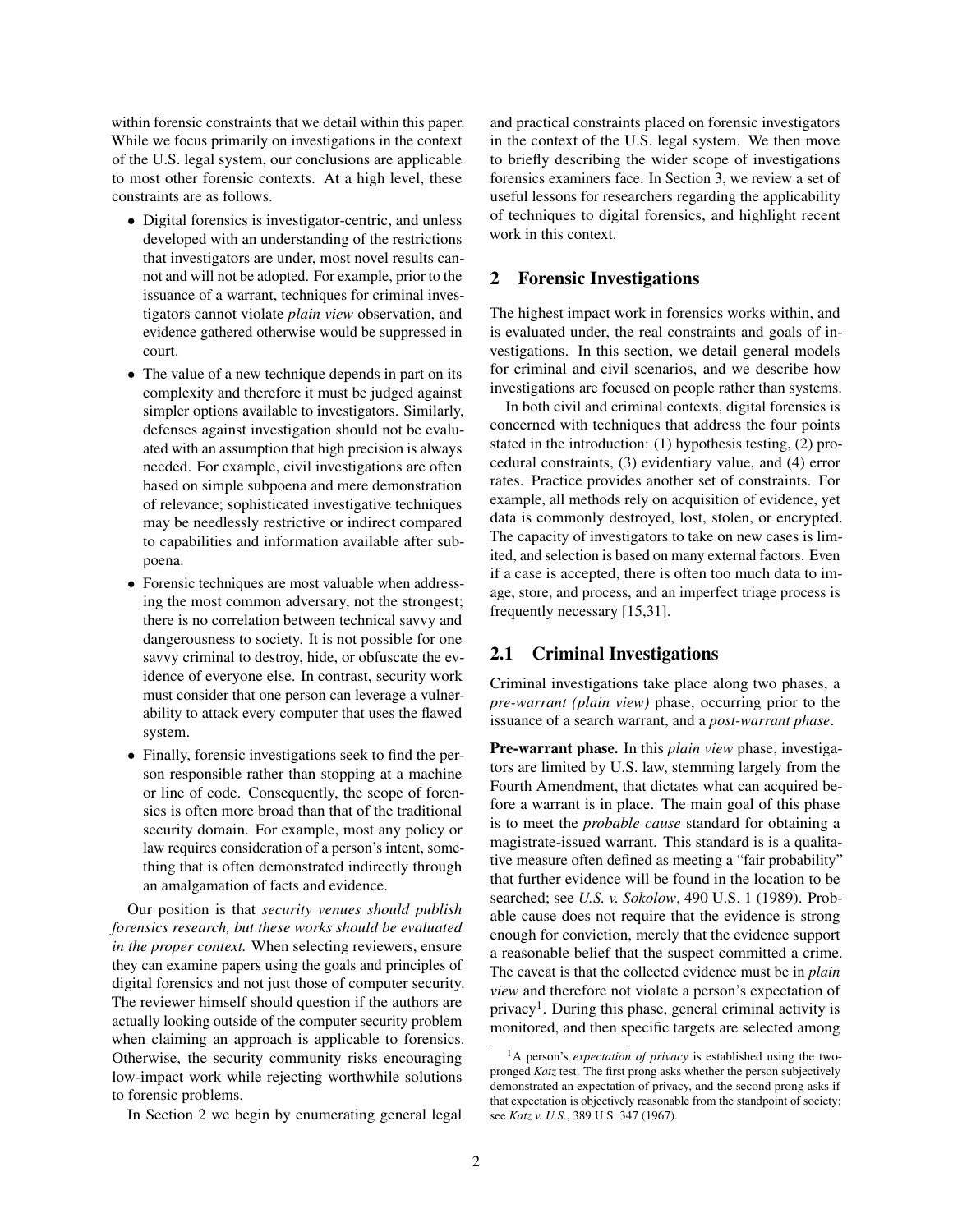within forensic constraints that we detail within this paper. While we focus primarily on investigations in the context of the U.S. legal system, our conclusions are applicable to most other forensic contexts. At a high level, these constraints are as follows.

- Digital forensics is investigator-centric, and unless developed with an understanding of the restrictions that investigators are under, most novel results cannot and will not be adopted. For example, prior to the issuance of a warrant, techniques for criminal investigators cannot violate *plain view* observation, and evidence gathered otherwise would be suppressed in court.
- The value of a new technique depends in part on its complexity and therefore it must be judged against simpler options available to investigators. Similarly, defenses against investigation should not be evaluated with an assumption that high precision is always needed. For example, civil investigations are often based on simple subpoena and mere demonstration of relevance; sophisticated investigative techniques may be needlessly restrictive or indirect compared to capabilities and information available after subpoena.
- Forensic techniques are most valuable when addressing the most common adversary, not the strongest; there is no correlation between technical savvy and dangerousness to society. It is not possible for one savvy criminal to destroy, hide, or obfuscate the evidence of everyone else. In contrast, security work must consider that one person can leverage a vulnerability to attack every computer that uses the flawed system.
- Finally, forensic investigations seek to find the person responsible rather than stopping at a machine or line of code. Consequently, the scope of forensics is often more broad than that of the traditional security domain. For example, most any policy or law requires consideration of a person's intent, something that is often demonstrated indirectly through an amalgamation of facts and evidence.

Our position is that *security venues should publish forensics research, but these works should be evaluated in the proper context.* When selecting reviewers, ensure they can examine papers using the goals and principles of digital forensics and not just those of computer security. The reviewer himself should question if the authors are actually looking outside of the computer security problem when claiming an approach is applicable to forensics. Otherwise, the security community risks encouraging low-impact work while rejecting worthwhile solutions to forensic problems.

In Section 2 we begin by enumerating general legal and practical constraints placed on forensic investigators in the context of the U.S. legal system. We then move to briefly describing the wider scope of investigations forensics examiners face. In Section 3, we review a set of useful lessons for researchers regarding the applicability of techniques to digital forensics, and highlight recent work in this context.

## 2 Forensic Investigations

The highest impact work in forensics works within, and is evaluated under, the real constraints and goals of investigations. In this section, we detail general models for criminal and civil scenarios, and we describe how investigations are focused on people rather than systems.

In both civil and criminal contexts, digital forensics is concerned with techniques that address the four points stated in the introduction: (1) hypothesis testing, (2) procedural constraints, (3) evidentiary value, and (4) error rates. Practice provides another set of constraints. For example, all methods rely on acquisition of evidence, yet data is commonly destroyed, lost, stolen, or encrypted. The capacity of investigators to take on new cases is limited, and selection is based on many external factors. Even if a case is accepted, there is often too much data to image, store, and process, and an imperfect triage process is frequently necessary [15,31].

### 2.1 Criminal Investigations

Criminal investigations take place along two phases, a *pre-warrant (plain view)* phase, occurring prior to the issuance of a search warrant, and a *post-warrant phase*.

**Pre-warrant phase.** In this *plain view* phase, investigators are limited by U.S. law, stemming largely from the Fourth Amendment, that dictates what can acquired before a warrant is in place. The main goal of this phase is to meet the *probable cause* standard for obtaining a magistrate-issued warrant. This standard is is a qualitative measure often defined as meeting a "fair probability" that further evidence will be found in the location to be searched; see *U.S. v. Sokolow*, 490 U.S. 1 (1989). Probable cause does not require that the evidence is strong enough for conviction, merely that the evidence support a reasonable belief that the suspect committed a crime. The caveat is that the collected evidence must be in *plain view* and therefore not violate a person's expectation of privacy[1]. During this phase, general criminal activity is monitored, and then specific targets are selected among

[1] A person's *expectation of privacy* is established using the two-pronged *Katz* test. The first prong asks whether the person subjectively demonstrated an expectation of privacy, and the second prong asks if that expectation is objectively reasonable from the standpoint of society; see *Katz v. U.S.*, 389 U.S. 347 (1967).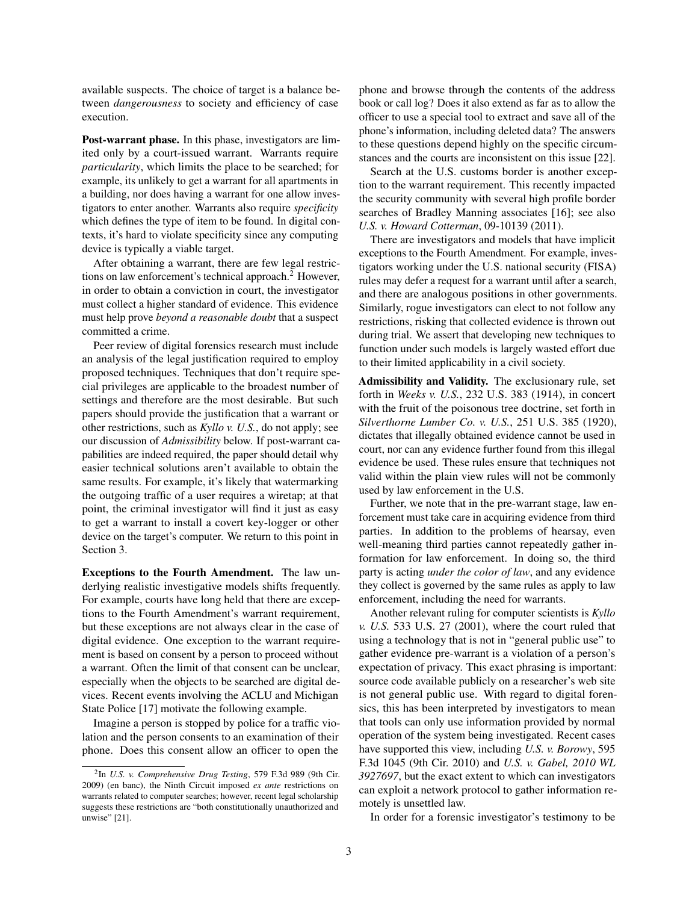available suspects. The choice of target is a balance between *dangerousness* to society and efficiency of case execution.

**Post-warrant phase.** In this phase, investigators are limited only by a court-issued warrant. Warrants require *particularity*, which limits the place to be searched; for example, its unlikely to get a warrant for all apartments in a building, nor does having a warrant for one allow investigators to enter another. Warrants also require *specificity* which defines the type of item to be found. In digital contexts, it's hard to violate specificity since any computing device is typically a viable target.

After obtaining a warrant, there are few legal restrictions on law enforcement's technical approach.[2] However, in order to obtain a conviction in court, the investigator must collect a higher standard of evidence. This evidence must help prove *beyond a reasonable doubt* that a suspect committed a crime.

Peer review of digital forensics research must include an analysis of the legal justification required to employ proposed techniques. Techniques that don't require special privileges are applicable to the broadest number of settings and therefore are the most desirable. But such papers should provide the justification that a warrant or other restrictions, such as *Kyllo v. U.S.*, do not apply; see our discussion of *Admissibility* below. If post-warrant capabilities are indeed required, the paper should detail why easier technical solutions aren't available to obtain the same results. For example, it's likely that watermarking the outgoing traffic of a user requires a wiretap; at that point, the criminal investigator will find it just as easy to get a warrant to install a covert key-logger or other device on the target's computer. We return to this point in Section 3.

**Exceptions to the Fourth Amendment.** The law underlying realistic investigative models shifts frequently. For example, courts have long held that there are exceptions to the Fourth Amendment's warrant requirement, but these exceptions are not always clear in the case of digital evidence. One exception to the warrant requirement is based on consent by a person to proceed without a warrant. Often the limit of that consent can be unclear, especially when the objects to be searched are digital devices. Recent events involving the ACLU and Michigan State Police [17] motivate the following example.

Imagine a person is stopped by police for a traffic violation and the person consents to an examination of their phone. Does this consent allow an officer to open the phone and browse through the contents of the address book or call log? Does it also extend as far as to allow the officer to use a special tool to extract and save all of the phone's information, including deleted data? The answers to these questions depend highly on the specific circumstances and the courts are inconsistent on this issue [22].

Search at the U.S. customs border is another exception to the warrant requirement. This recently impacted the security community with several high profile border searches of Bradley Manning associates [16]; see also *U.S. v. Howard Cotterman*, 09-10139 (2011).

There are investigators and models that have implicit exceptions to the Fourth Amendment. For example, investigators working under the U.S. national security (FISA) rules may defer a request for a warrant until after a search, and there are analogous positions in other governments. Similarly, rogue investigators can elect to not follow any restrictions, risking that collected evidence is thrown out during trial. We assert that developing new techniques to function under such models is largely wasted effort due to their limited applicability in a civil society.

**Admissibility and Validity.** The exclusionary rule, set forth in *Weeks v. U.S.*, 232 U.S. 383 (1914), in concert with the fruit of the poisonous tree doctrine, set forth in *Silverthorne Lumber Co. v. U.S.*, 251 U.S. 385 (1920), dictates that illegally obtained evidence cannot be used in court, nor can any evidence further found from this illegal evidence be used. These rules ensure that techniques not valid within the plain view rules will not be commonly used by law enforcement in the U.S.

Further, we note that in the pre-warrant stage, law enforcement must take care in acquiring evidence from third parties. In addition to the problems of hearsay, even well-meaning third parties cannot repeatedly gather information for law enforcement. In doing so, the third party is acting *under the color of law*, and any evidence they collect is governed by the same rules as apply to law enforcement, including the need for warrants.

Another relevant ruling for computer scientists is *Kyllo v. U.S.* 533 U.S. 27 (2001), where the court ruled that using a technology that is not in "general public use" to gather evidence pre-warrant is a violation of a person's expectation of privacy. This exact phrasing is important: source code available publicly on a researcher's web site is not general public use. With regard to digital forensics, this has been interpreted by investigators to mean that tools can only use information provided by normal operation of the system being investigated. Recent cases have supported this view, including *U.S. v. Borowy*, 595 F.3d 1045 (9th Cir. 2010) and *U.S. v. Gabel, 2010 WL 3927697*, but the exact extent to which can investigators can exploit a network protocol to gather information remotely is unsettled law.

In order for a forensic investigator's testimony to be

[2] In *U.S. v. Comprehensive Drug Testing*, 579 F.3d 989 (9th Cir. 2009) (en banc), the Ninth Circuit imposed *ex ante* restrictions on warrants related to computer searches; however, recent legal scholarship suggests these restrictions are "both constitutionally unauthorized and unwise" [21].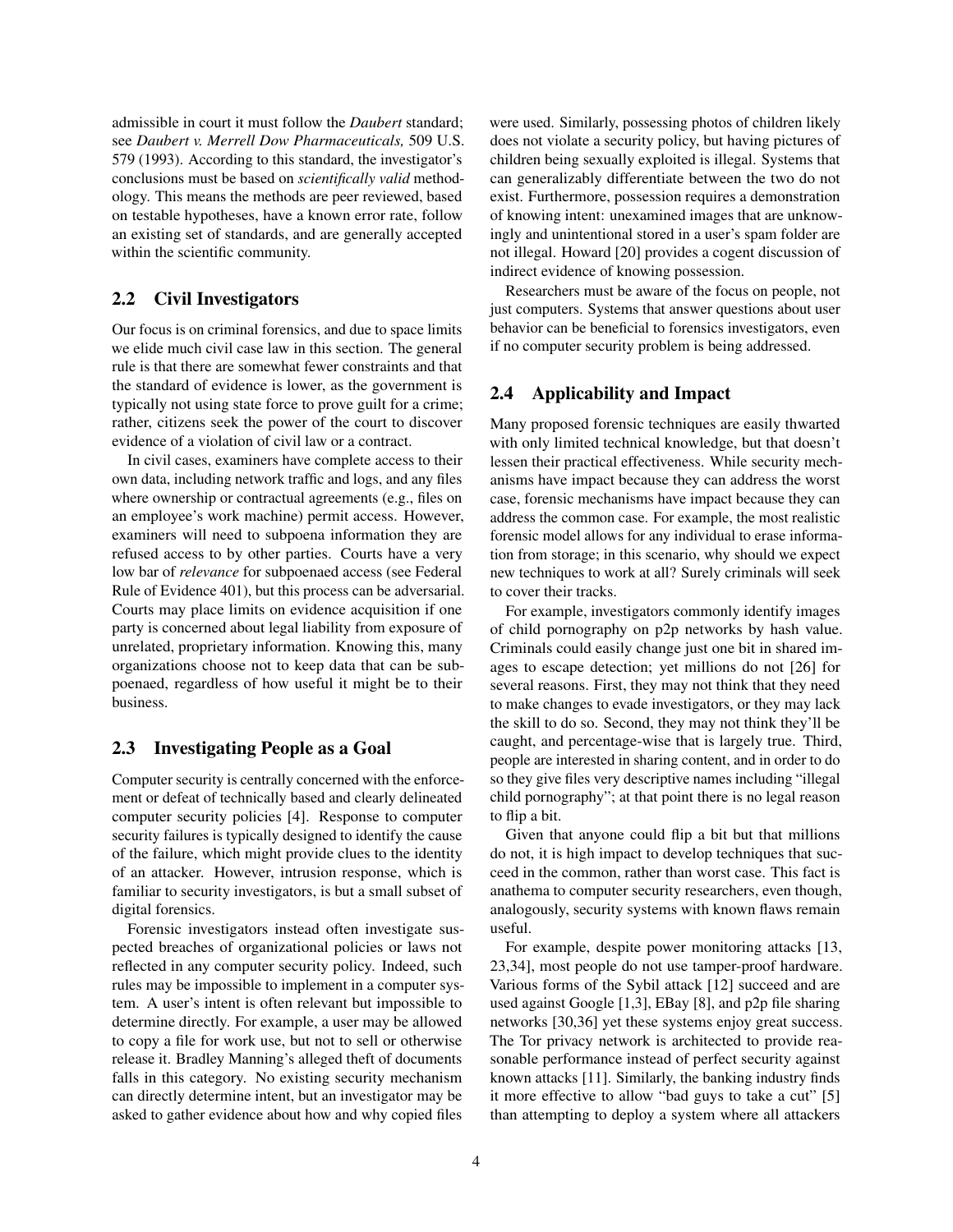admissible in court it must follow the *Daubert* standard; see *Daubert v. Merrell Dow Pharmaceuticals,* 509 U.S. 579 (1993). According to this standard, the investigator's conclusions must be based on *scientifically valid* methodology. This means the methods are peer reviewed, based on testable hypotheses, have a known error rate, follow an existing set of standards, and are generally accepted within the scientific community.

## 2.2 Civil Investigators

Our focus is on criminal forensics, and due to space limits we elide much civil case law in this section. The general rule is that there are somewhat fewer constraints and that the standard of evidence is lower, as the government is typically not using state force to prove guilt for a crime; rather, citizens seek the power of the court to discover evidence of a violation of civil law or a contract.

In civil cases, examiners have complete access to their own data, including network traffic and logs, and any files where ownership or contractual agreements (e.g., files on an employee's work machine) permit access. However, examiners will need to subpoena information they are refused access to by other parties. Courts have a very low bar of *relevance* for subpoenaed access (see Federal Rule of Evidence 401), but this process can be adversarial. Courts may place limits on evidence acquisition if one party is concerned about legal liability from exposure of unrelated, proprietary information. Knowing this, many organizations choose not to keep data that can be subpoenaed, regardless of how useful it might be to their business.

## 2.3 Investigating People as a Goal

Computer security is centrally concerned with the enforcement or defeat of technically based and clearly delineated computer security policies [4]. Response to computer security failures is typically designed to identify the cause of the failure, which might provide clues to the identity of an attacker. However, intrusion response, which is familiar to security investigators, is but a small subset of digital forensics.

Forensic investigators instead often investigate suspected breaches of organizational policies or laws not reflected in any computer security policy. Indeed, such rules may be impossible to implement in a computer system. A user's intent is often relevant but impossible to determine directly. For example, a user may be allowed to copy a file for work use, but not to sell or otherwise release it. Bradley Manning's alleged theft of documents falls in this category. No existing security mechanism can directly determine intent, but an investigator may be asked to gather evidence about how and why copied files were used. Similarly, possessing photos of children likely does not violate a security policy, but having pictures of children being sexually exploited is illegal. Systems that can generalizably differentiate between the two do not exist. Furthermore, possession requires a demonstration of knowing intent: unexamined images that are unknowingly and unintentional stored in a user's spam folder are not illegal. Howard [20] provides a cogent discussion of indirect evidence of knowing possession.

Researchers must be aware of the focus on people, not just computers. Systems that answer questions about user behavior can be beneficial to forensics investigators, even if no computer security problem is being addressed.

## 2.4 Applicability and Impact

Many proposed forensic techniques are easily thwarted with only limited technical knowledge, but that doesn't lessen their practical effectiveness. While security mechanisms have impact because they can address the worst case, forensic mechanisms have impact because they can address the common case. For example, the most realistic forensic model allows for any individual to erase information from storage; in this scenario, why should we expect new techniques to work at all? Surely criminals will seek to cover their tracks.

For example, investigators commonly identify images of child pornography on p2p networks by hash value. Criminals could easily change just one bit in shared images to escape detection; yet millions do not [26] for several reasons. First, they may not think that they need to make changes to evade investigators, or they may lack the skill to do so. Second, they may not think they'll be caught, and percentage-wise that is largely true. Third, people are interested in sharing content, and in order to do so they give files very descriptive names including "illegal child pornography"; at that point there is no legal reason to flip a bit.

Given that anyone could flip a bit but that millions do not, it is high impact to develop techniques that succeed in the common, rather than worst case. This fact is anathema to computer security researchers, even though, analogously, security systems with known flaws remain useful.

For example, despite power monitoring attacks [13, 23,34], most people do not use tamper-proof hardware. Various forms of the Sybil attack [12] succeed and are used against Google [1,3], EBay [8], and p2p file sharing networks [30,36] yet these systems enjoy great success. The Tor privacy network is architected to provide reasonable performance instead of perfect security against known attacks [11]. Similarly, the banking industry finds it more effective to allow "bad guys to take a cut" [5] than attempting to deploy a system where all attackers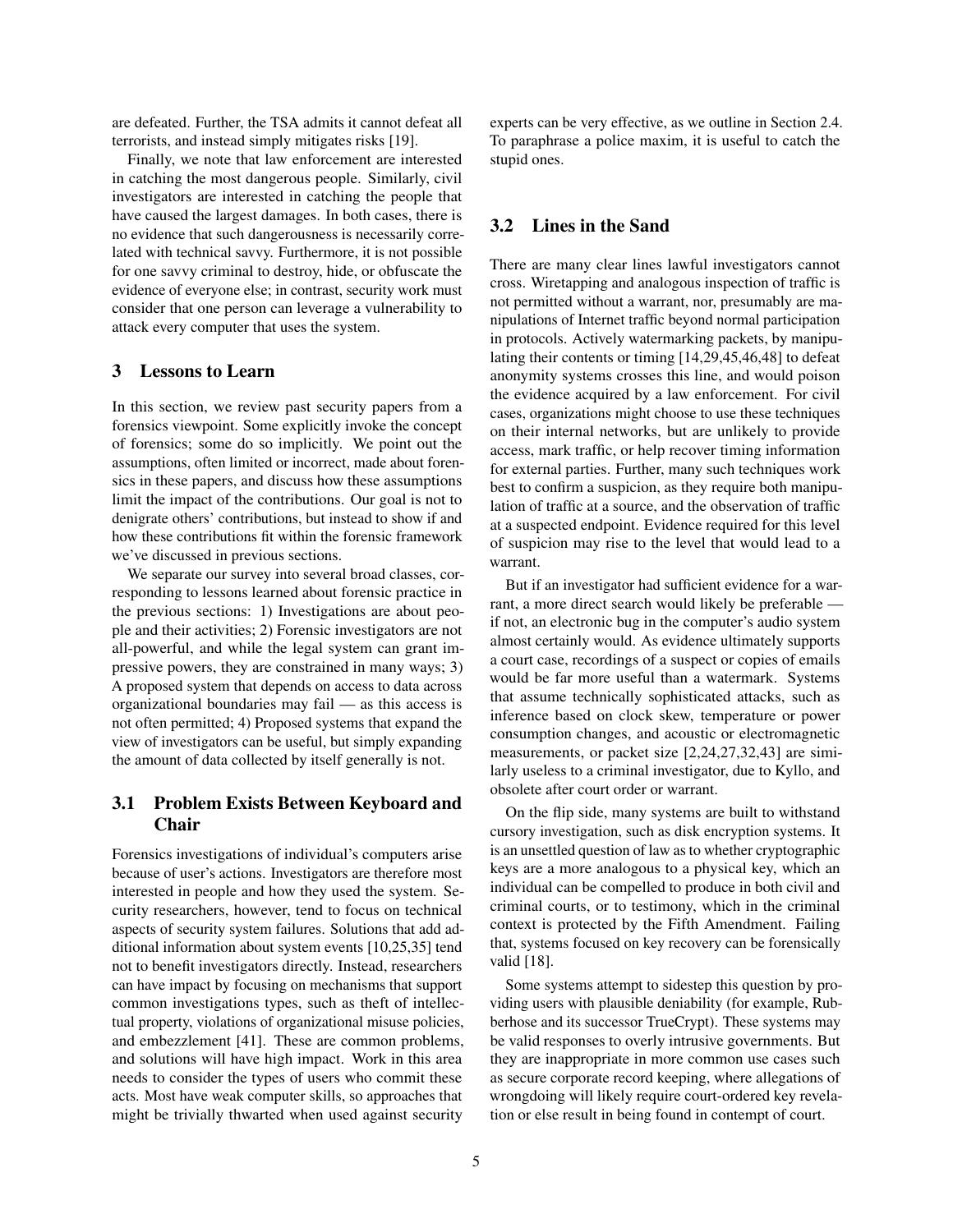are defeated. Further, the TSA admits it cannot defeat all terrorists, and instead simply mitigates risks [19].

Finally, we note that law enforcement are interested in catching the most dangerous people. Similarly, civil investigators are interested in catching the people that have caused the largest damages. In both cases, there is no evidence that such dangerousness is necessarily correlated with technical savvy. Furthermore, it is not possible for one savvy criminal to destroy, hide, or obfuscate the evidence of everyone else; in contrast, security work must consider that one person can leverage a vulnerability to attack every computer that uses the system.

## 3 Lessons to Learn

In this section, we review past security papers from a forensics viewpoint. Some explicitly invoke the concept of forensics; some do so implicitly. We point out the assumptions, often limited or incorrect, made about forensics in these papers, and discuss how these assumptions limit the impact of the contributions. Our goal is not to denigrate others' contributions, but instead to show if and how these contributions fit within the forensic framework we've discussed in previous sections.

We separate our survey into several broad classes, corresponding to lessons learned about forensic practice in the previous sections: 1) Investigations are about people and their activities; 2) Forensic investigators are not all-powerful, and while the legal system can grant impressive powers, they are constrained in many ways; 3) A proposed system that depends on access to data across organizational boundaries may fail — as this access is not often permitted; 4) Proposed systems that expand the view of investigators can be useful, but simply expanding the amount of data collected by itself generally is not.

### 3.1 Problem Exists Between Keyboard and Chair

Forensics investigations of individual's computers arise because of user's actions. Investigators are therefore most interested in people and how they used the system. Security researchers, however, tend to focus on technical aspects of security system failures. Solutions that add additional information about system events [10,25,35] tend not to benefit investigators directly. Instead, researchers can have impact by focusing on mechanisms that support common investigations types, such as theft of intellectual property, violations of organizational misuse policies, and embezzlement [41]. These are common problems, and solutions will have high impact. Work in this area needs to consider the types of users who commit these acts. Most have weak computer skills, so approaches that might be trivially thwarted when used against security experts can be very effective, as we outline in Section 2.4. To paraphrase a police maxim, it is useful to catch the stupid ones.

### 3.2 Lines in the Sand

There are many clear lines lawful investigators cannot cross. Wiretapping and analogous inspection of traffic is not permitted without a warrant, nor, presumably are manipulations of Internet traffic beyond normal participation in protocols. Actively watermarking packets, by manipulating their contents or timing [14,29,45,46,48] to defeat anonymity systems crosses this line, and would poison the evidence acquired by a law enforcement. For civil cases, organizations might choose to use these techniques on their internal networks, but are unlikely to provide access, mark traffic, or help recover timing information for external parties. Further, many such techniques work best to confirm a suspicion, as they require both manipulation of traffic at a source, and the observation of traffic at a suspected endpoint. Evidence required for this level of suspicion may rise to the level that would lead to a warrant.

But if an investigator had sufficient evidence for a warrant, a more direct search would likely be preferable — if not, an electronic bug in the computer's audio system almost certainly would. As evidence ultimately supports a court case, recordings of a suspect or copies of emails would be far more useful than a watermark. Systems that assume technically sophisticated attacks, such as inference based on clock skew, temperature or power consumption changes, and acoustic or electromagnetic measurements, or packet size [2,24,27,32,43] are similarly useless to a criminal investigator, due to Kyllo, and obsolete after court order or warrant.

On the flip side, many systems are built to withstand cursory investigation, such as disk encryption systems. It is an unsettled question of law as to whether cryptographic keys are a more analogous to a physical key, which an individual can be compelled to produce in both civil and criminal courts, or to testimony, which in the criminal context is protected by the Fifth Amendment. Failing that, systems focused on key recovery can be forensically valid [18].

Some systems attempt to sidestep this question by providing users with plausible deniability (for example, Rubberhose and its successor TrueCrypt). These systems may be valid responses to overly intrusive governments. But they are inappropriate in more common use cases such as secure corporate record keeping, where allegations of wrongdoing will likely require court-ordered key revelation or else result in being found in contempt of court.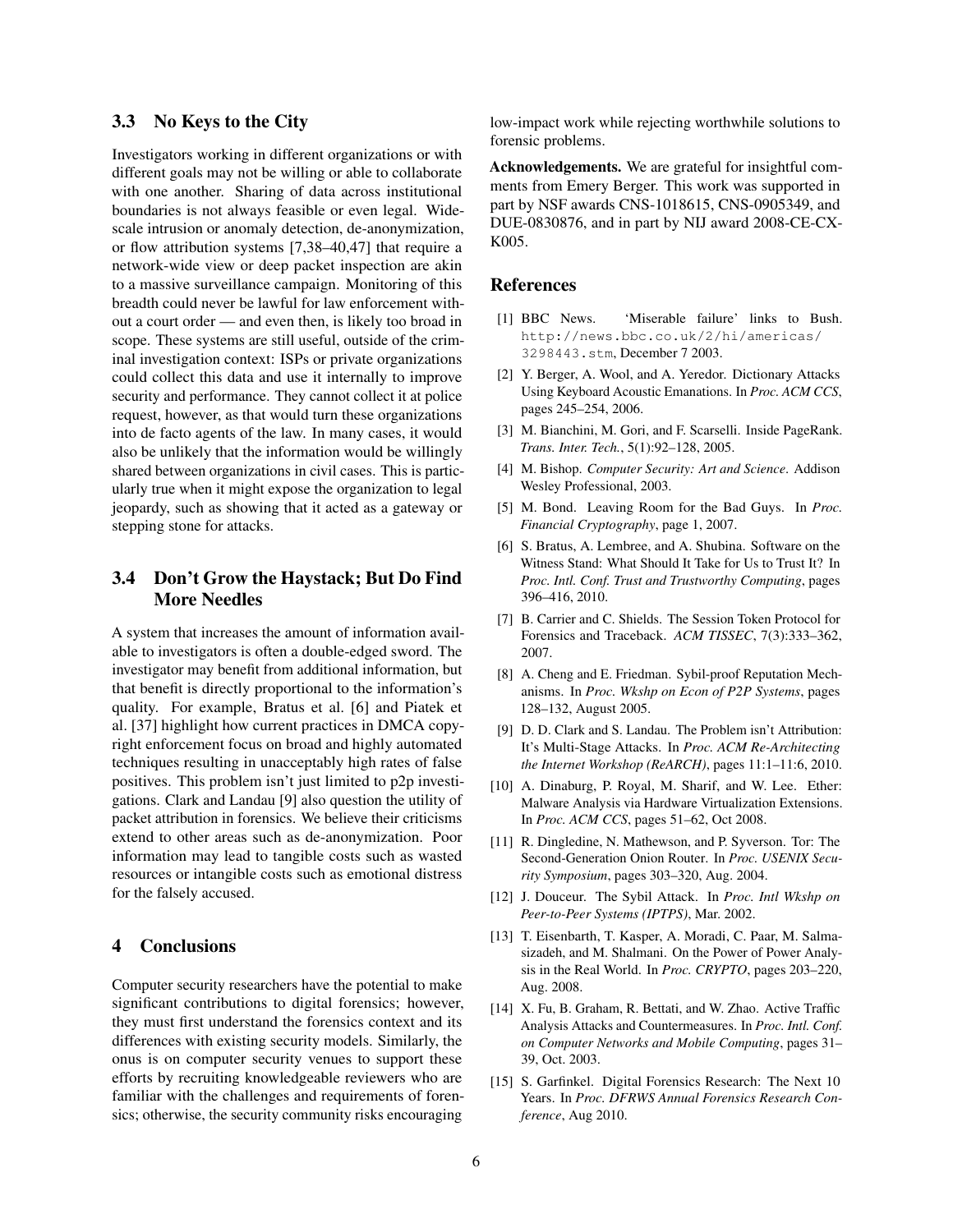### 3.3 No Keys to the City

Investigators working in different organizations or with different goals may not be willing or able to collaborate with one another. Sharing of data across institutional boundaries is not always feasible or even legal. Wide-scale intrusion or anomaly detection, de-anonymization, or flow attribution systems [7,38–40,47] that require a network-wide view or deep packet inspection are akin to a massive surveillance campaign. Monitoring of this breadth could never be lawful for law enforcement without a court order — and even then, is likely too broad in scope. These systems are still useful, outside of the criminal investigation context: ISPs or private organizations could collect this data and use it internally to improve security and performance. They cannot collect it at police request, however, as that would turn these organizations into de facto agents of the law. In many cases, it would also be unlikely that the information would be willingly shared between organizations in civil cases. This is particularly true when it might expose the organization to legal jeopardy, such as showing that it acted as a gateway or stepping stone for attacks.

### 3.4 Don't Grow the Haystack; But Do Find More Needles

A system that increases the amount of information available to investigators is often a double-edged sword. The investigator may benefit from additional information, but that benefit is directly proportional to the information's quality. For example, Bratus et al. [6] and Piatek et al. [37] highlight how current practices in DMCA copyright enforcement focus on broad and highly automated techniques resulting in unacceptably high rates of false positives. This problem isn't just limited to p2p investigations. Clark and Landau [9] also question the utility of packet attribution in forensics. We believe their criticisms extend to other areas such as de-anonymization. Poor information may lead to tangible costs such as wasted resources or intangible costs such as emotional distress for the falsely accused.

## 4 Conclusions

Computer security researchers have the potential to make significant contributions to digital forensics; however, they must first understand the forensics context and its differences with existing security models. Similarly, the onus is on computer security venues to support these efforts by recruiting knowledgeable reviewers who are familiar with the challenges and requirements of forensics; otherwise, the security community risks encouraging low-impact work while rejecting worthwhile solutions to forensic problems.

**Acknowledgements.** We are grateful for insightful comments from Emery Berger. This work was supported in part by NSF awards CNS-1018615, CNS-0905349, and DUE-0830876, and in part by NIJ award 2008-CE-CX-K005.

## References

[1] BBC News. 'Miserable failure' links to Bush. http://news.bbc.co.uk/2/hi/americas/3298443.stm, December 7 2003.

[2] Y. Berger, A. Wool, and A. Yeredor. Dictionary Attacks Using Keyboard Acoustic Emanations. In *Proc. ACM CCS*, pages 245–254, 2006.

[3] M. Bianchini, M. Gori, and F. Scarselli. Inside PageRank. *Trans. Inter. Tech.*, 5(1):92–128, 2005.

[4] M. Bishop. *Computer Security: Art and Science*. Addison Wesley Professional, 2003.

[5] M. Bond. Leaving Room for the Bad Guys. In *Proc. Financial Cryptography*, page 1, 2007.

[6] S. Bratus, A. Lembree, and A. Shubina. Software on the Witness Stand: What Should It Take for Us to Trust It? In *Proc. Intl. Conf. Trust and Trustworthy Computing*, pages 396–416, 2010.

[7] B. Carrier and C. Shields. The Session Token Protocol for Forensics and Traceback. *ACM TISSEC*, 7(3):333–362, 2007.

[8] A. Cheng and E. Friedman. Sybil-proof Reputation Mechanisms. In *Proc. Wkshp on Econ of P2P Systems*, pages 128–132, August 2005.

[9] D. D. Clark and S. Landau. The Problem isn't Attribution: It's Multi-Stage Attacks. In *Proc. ACM Re-Architecting the Internet Workshop (ReARCH)*, pages 11:1–11:6, 2010.

[10] A. Dinaburg, P. Royal, M. Sharif, and W. Lee. Ether: Malware Analysis via Hardware Virtualization Extensions. In *Proc. ACM CCS*, pages 51–62, Oct 2008.

[11] R. Dingledine, N. Mathewson, and P. Syverson. Tor: The Second-Generation Onion Router. In *Proc. USENIX Security Symposium*, pages 303–320, Aug. 2004.

[12] J. Douceur. The Sybil Attack. In *Proc. Intl Wkshp on Peer-to-Peer Systems (IPTPS)*, Mar. 2002.

[13] T. Eisenbarth, T. Kasper, A. Moradi, C. Paar, M. Salmasizadeh, and M. Shalmani. On the Power of Power Analysis in the Real World. In *Proc. CRYPTO*, pages 203–220, Aug. 2008.

[14] X. Fu, B. Graham, R. Bettati, and W. Zhao. Active Traffic Analysis Attacks and Countermeasures. In *Proc. Intl. Conf. on Computer Networks and Mobile Computing*, pages 31–39, Oct. 2003.

[15] S. Garfinkel. Digital Forensics Research: The Next 10 Years. In *Proc. DFRWS Annual Forensics Research Conference*, Aug 2010.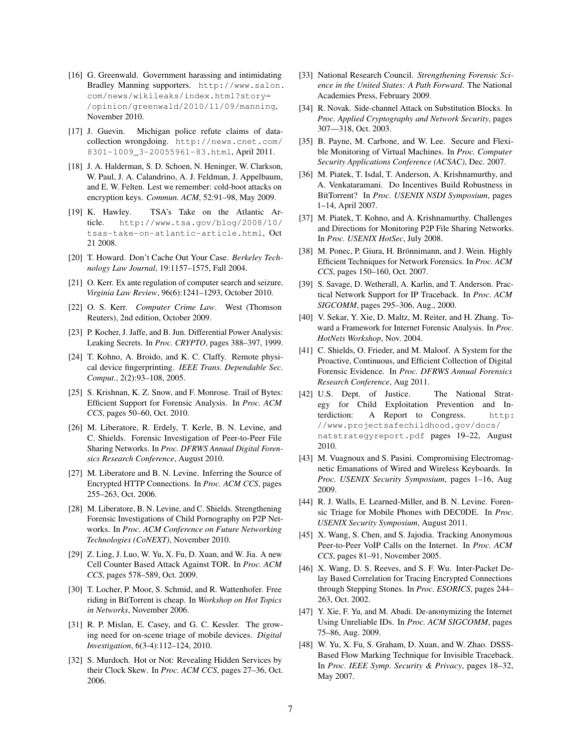[16] G. Greenwald. Government harassing and intimidating Bradley Manning supporters. http://www.salon.com/news/wikileaks/index.html?story=/opinion/greenwald/2010/11/09/manning, November 2010.

[17] J. Guevin. Michigan police refute claims of data-collection wrongdoing. http://news.cnet.com/8301-1009_3-20055961-83.html, April 2011.

[18] J. A. Halderman, S. D. Schoen, N. Heninger, W. Clarkson, W. Paul, J. A. Calandrino, A. J. Feldman, J. Appelbaum, and E. W. Felten. Lest we remember: cold-boot attacks on encryption keys. *Commun. ACM*, 52:91–98, May 2009.

[19] K. Hawley. TSA's Take on the Atlantic Article. http://www.tsa.gov/blog/2008/10/tsas-take-on-atlantic-article.html, Oct 21 2008.

[20] T. Howard. Don't Cache Out Your Case. *Berkeley Technology Law Journal*, 19:1157–1575, Fall 2004.

[21] O. Kerr. Ex ante regulation of computer search and seizure. *Virginia Law Review*, 96(6):1241–1293, October 2010.

[22] O. S. Kerr. *Computer Crime Law*. West (Thomson Reuters), 2nd edition, October 2009.

[23] P. Kocher, J. Jaffe, and B. Jun. Differential Power Analysis: Leaking Secrets. In *Proc. CRYPTO*, pages 388–397, 1999.

[24] T. Kohno, A. Broido, and K. C. Claffy. Remote physical device fingerprinting. *IEEE Trans. Dependable Sec. Comput.*, 2(2):93–108, 2005.

[25] S. Krishnan, K. Z. Snow, and F. Monrose. Trail of Bytes: Efficient Support for Forensic Analysis. In *Proc. ACM CCS*, pages 50–60, Oct. 2010.

[26] M. Liberatore, R. Erdely, T. Kerle, B. N. Levine, and C. Shields. Forensic Investigation of Peer-to-Peer File Sharing Networks. In *Proc. DFRWS Annual Digital Forensics Research Conference*, August 2010.

[27] M. Liberatore and B. N. Levine. Inferring the Source of Encrypted HTTP Connections. In *Proc. ACM CCS*, pages 255–263, Oct. 2006.

[28] M. Liberatore, B. N. Levine, and C. Shields. Strengthening Forensic Investigations of Child Pornography on P2P Networks. In *Proc. ACM Conference on Future Networking Technologies (CoNEXT)*, November 2010.

[29] Z. Ling, J. Luo, W. Yu, X. Fu, D. Xuan, and W. Jia. A new Cell Counter Based Attack Against TOR. In *Proc. ACM CCS*, pages 578–589, Oct. 2009.

[30] T. Locher, P. Moor, S. Schmid, and R. Wattenhofer. Free riding in BitTorrent is cheap. In *Workshop on Hot Topics in Networks*, November 2006.

[31] R. P. Mislan, E. Casey, and G. C. Kessler. The growing need for on-scene triage of mobile devices. *Digital Investigation*, 6(3-4):112–124, 2010.

[32] S. Murdoch. Hot or Not: Revealing Hidden Services by their Clock Skew. In *Proc. ACM CCS*, pages 27–36, Oct. 2006.

[33] National Research Council. *Strengthening Forensic Science in the United States: A Path Forward*. The National Academies Press, February 2009.

[34] R. Novak. Side-channel Attack on Substitution Blocks. In *Proc. Applied Cryptography and Network Security*, pages 307—318, Oct. 2003.

[35] B. Payne, M. Carbone, and W. Lee. Secure and Flexible Monitoring of Virtual Machines. In *Proc. Computer Security Applications Conference (ACSAC)*, Dec. 2007.

[36] M. Piatek, T. Isdal, T. Anderson, A. Krishnamurthy, and A. Venkataramani. Do Incentives Build Robustness in BitTorrent? In *Proc. USENIX NSDI Symposium*, pages 1–14, April 2007.

[37] M. Piatek, T. Kohno, and A. Krishnamurthy. Challenges and Directions for Monitoring P2P File Sharing Networks. In *Proc. USENIX HotSec*, July 2008.

[38] M. Ponec, P. Giura, H. Brönnimann, and J. Wein. Highly Efficient Techniques for Network Forensics. In *Proc. ACM CCS*, pages 150–160, Oct. 2007.

[39] S. Savage, D. Wetherall, A. Karlin, and T. Anderson. Practical Network Support for IP Traceback. In *Proc. ACM SIGCOMM*, pages 295–306, Aug., 2000.

[40] V. Sekar, Y. Xie, D. Maltz, M. Reiter, and H. Zhang. Toward a Framework for Internet Forensic Analysis. In *Proc. HotNets Workshop*, Nov. 2004.

[41] C. Shields, O. Frieder, and M. Maloof. A System for the Proactive, Continuous, and Efficient Collection of Digital Forensic Evidence. In *Proc. DFRWS Annual Forensics Research Conference*, Aug 2011.

[42] U.S. Dept. of Justice. The National Strategy for Child Exploitation Prevention and Interdiction: A Report to Congress. http://www.projectsafechildhood.gov/docs/natstrategyreport.pdf pages 19–22, August 2010.

[43] M. Vuagnoux and S. Pasini. Compromising Electromagnetic Emanations of Wired and Wireless Keyboards. In *Proc. USENIX Security Symposium*, pages 1–16, Aug 2009.

[44] R. J. Walls, E. Learned-Miller, and B. N. Levine. Forensic Triage for Mobile Phones with DEC0DE. In *Proc. USENIX Security Symposium*, August 2011.

[45] X. Wang, S. Chen, and S. Jajodia. Tracking Anonymous Peer-to-Peer VoIP Calls on the Internet. In *Proc. ACM CCS*, pages 81–91, November 2005.

[46] X. Wang, D. S. Reeves, and S. F. Wu. Inter-Packet Delay Based Correlation for Tracing Encrypted Connections through Stepping Stones. In *Proc. ESORICS*, pages 244–263, Oct. 2002.

[47] Y. Xie, F. Yu, and M. Abadi. De-anonymizing the Internet Using Unreliable IDs. In *Proc. ACM SIGCOMM*, pages 75–86, Aug. 2009.

[48] W. Yu, X. Fu, S. Graham, D. Xuan, and W. Zhao. DSSS-Based Flow Marking Technique for Invisible Traceback. In *Proc. IEEE Symp. Security & Privacy*, pages 18–32, May 2007.